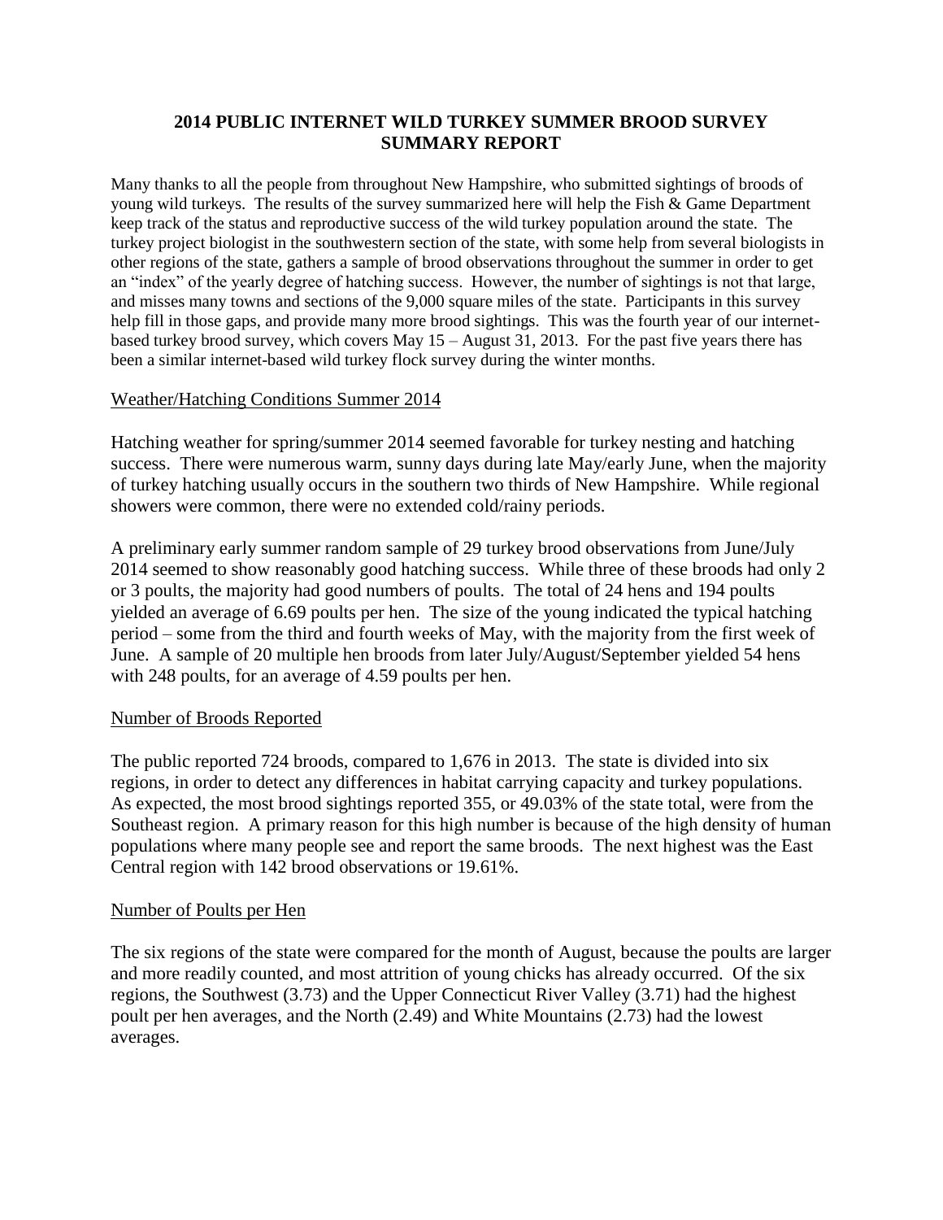# 2014 PUBLIC INTERNET WILD TURKEY SUMMER BROOD SURVEY SUMMARY REPORT

Many thanks to all the people from throughout New Hampshire, who submitted sightings of broods of young wild turkeys. The results of the survey summarized here will help the Fish & Game Department keep track of the status and reproductive success of the wild turkey population around the state. The turkey project biologist in the southwestern section of the state, with some help from several biologists in other regions of the state, gathers a sample of brood observations throughout the summer in order to get an "index" of the yearly degree of hatching success. However, the number of sightings is not that large, and misses many towns and sections of the 9,000 square miles of the state. Participants in this survey help fill in those gaps, and provide many more brood sightings. This was the fourth year of our internet-based turkey brood survey, which covers May 15 – August 31, 2013. For the past five years there has been a similar internet-based wild turkey flock survey during the winter months.

## Weather/Hatching Conditions Summer 2014

Hatching weather for spring/summer 2014 seemed favorable for turkey nesting and hatching success. There were numerous warm, sunny days during late May/early June, when the majority of turkey hatching usually occurs in the southern two thirds of New Hampshire. While regional showers were common, there were no extended cold/rainy periods.

A preliminary early summer random sample of 29 turkey brood observations from June/July 2014 seemed to show reasonably good hatching success. While three of these broods had only 2 or 3 poults, the majority had good numbers of poults. The total of 24 hens and 194 poults yielded an average of 6.69 poults per hen. The size of the young indicated the typical hatching period – some from the third and fourth weeks of May, with the majority from the first week of June. A sample of 20 multiple hen broods from later July/August/September yielded 54 hens with 248 poults, for an average of 4.59 poults per hen.

## Number of Broods Reported

The public reported 724 broods, compared to 1,676 in 2013. The state is divided into six regions, in order to detect any differences in habitat carrying capacity and turkey populations. As expected, the most brood sightings reported 355, or 49.03% of the state total, were from the Southeast region. A primary reason for this high number is because of the high density of human populations where many people see and report the same broods. The next highest was the East Central region with 142 brood observations or 19.61%.

## Number of Poults per Hen

The six regions of the state were compared for the month of August, because the poults are larger and more readily counted, and most attrition of young chicks has already occurred. Of the six regions, the Southwest (3.73) and the Upper Connecticut River Valley (3.71) had the highest poult per hen averages, and the North (2.49) and White Mountains (2.73) had the lowest averages.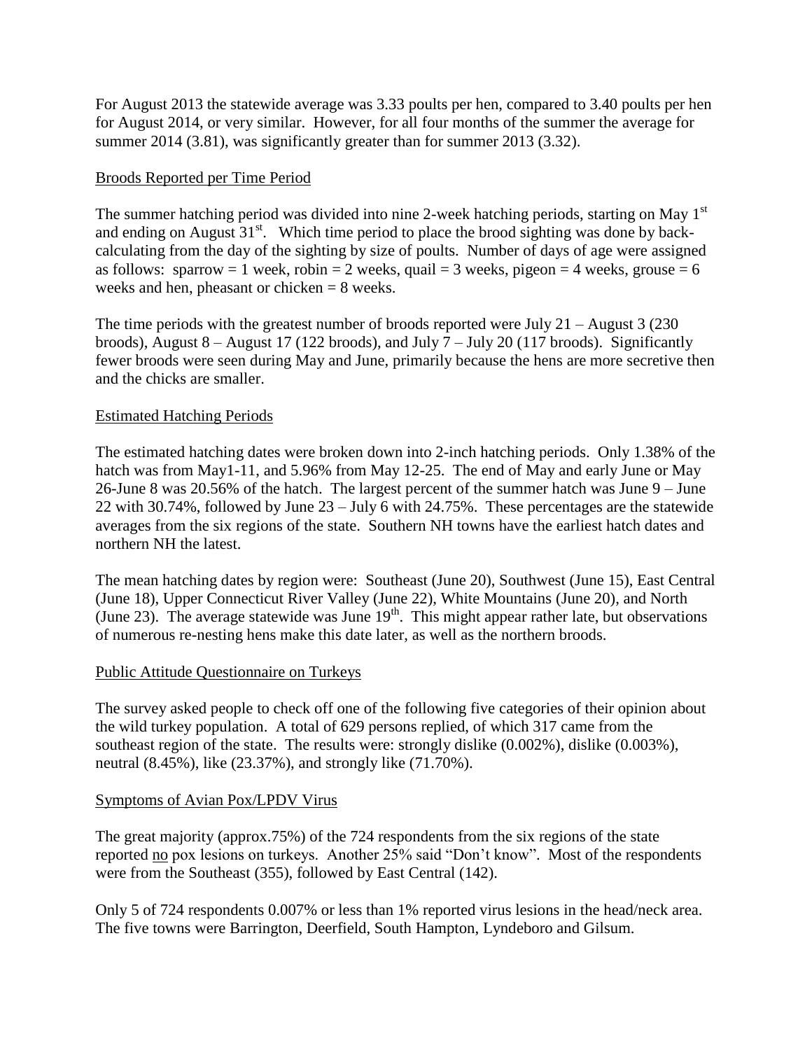For August 2013 the statewide average was 3.33 poults per hen, compared to 3.40 poults per hen for August 2014, or very similar. However, for all four months of the summer the average for summer 2014 (3.81), was significantly greater than for summer 2013 (3.32).

## Broods Reported per Time Period

The summer hatching period was divided into nine 2-week hatching periods, starting on May 1st and ending on August 31st. Which time period to place the brood sighting was done by back-calculating from the day of the sighting by size of poults. Number of days of age were assigned as follows: sparrow = 1 week, robin = 2 weeks, quail = 3 weeks, pigeon = 4 weeks, grouse = 6 weeks and hen, pheasant or chicken = 8 weeks.

The time periods with the greatest number of broods reported were July 21 – August 3 (230 broods), August 8 – August 17 (122 broods), and July 7 – July 20 (117 broods). Significantly fewer broods were seen during May and June, primarily because the hens are more secretive then and the chicks are smaller.

## Estimated Hatching Periods

The estimated hatching dates were broken down into 2-inch hatching periods. Only 1.38% of the hatch was from May1-11, and 5.96% from May 12-25. The end of May and early June or May 26-June 8 was 20.56% of the hatch. The largest percent of the summer hatch was June 9 – June 22 with 30.74%, followed by June 23 – July 6 with 24.75%. These percentages are the statewide averages from the six regions of the state. Southern NH towns have the earliest hatch dates and northern NH the latest.

The mean hatching dates by region were: Southeast (June 20), Southwest (June 15), East Central (June 18), Upper Connecticut River Valley (June 22), White Mountains (June 20), and North (June 23). The average statewide was June 19th. This might appear rather late, but observations of numerous re-nesting hens make this date later, as well as the northern broods.

## Public Attitude Questionnaire on Turkeys

The survey asked people to check off one of the following five categories of their opinion about the wild turkey population. A total of 629 persons replied, of which 317 came from the southeast region of the state. The results were: strongly dislike (0.002%), dislike (0.003%), neutral (8.45%), like (23.37%), and strongly like (71.70%).

## Symptoms of Avian Pox/LPDV Virus

The great majority (approx.75%) of the 724 respondents from the six regions of the state reported no pox lesions on turkeys. Another 25% said "Don't know". Most of the respondents were from the Southeast (355), followed by East Central (142).

Only 5 of 724 respondents 0.007% or less than 1% reported virus lesions in the head/neck area. The five towns were Barrington, Deerfield, South Hampton, Lyndeboro and Gilsum.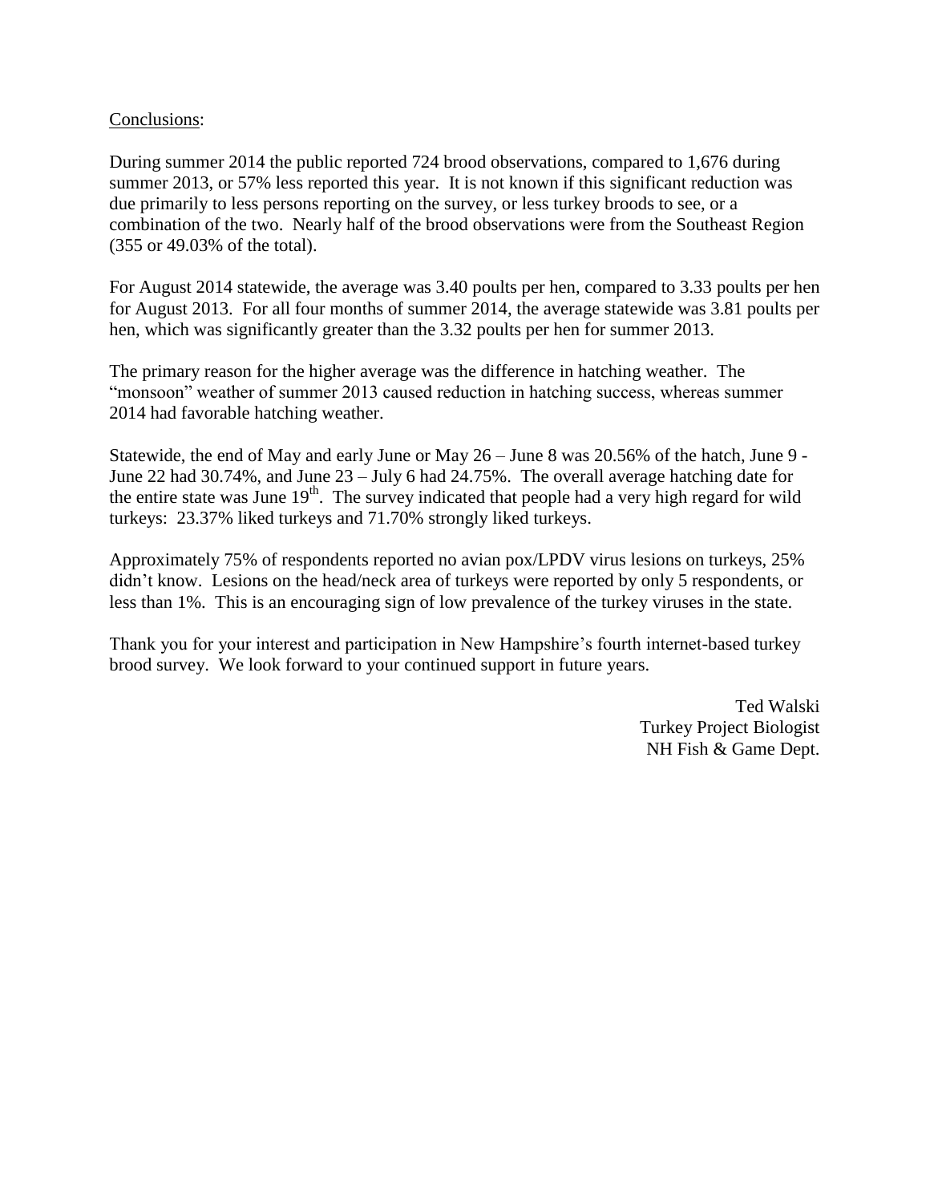Conclusions:

During summer 2014 the public reported 724 brood observations, compared to 1,676 during summer 2013, or 57% less reported this year. It is not known if this significant reduction was due primarily to less persons reporting on the survey, or less turkey broods to see, or a combination of the two. Nearly half of the brood observations were from the Southeast Region (355 or 49.03% of the total).

For August 2014 statewide, the average was 3.40 poults per hen, compared to 3.33 poults per hen for August 2013. For all four months of summer 2014, the average statewide was 3.81 poults per hen, which was significantly greater than the 3.32 poults per hen for summer 2013.

The primary reason for the higher average was the difference in hatching weather. The "monsoon" weather of summer 2013 caused reduction in hatching success, whereas summer 2014 had favorable hatching weather.

Statewide, the end of May and early June or May 26 – June 8 was 20.56% of the hatch, June 9 - June 22 had 30.74%, and June 23 – July 6 had 24.75%. The overall average hatching date for the entire state was June 19th. The survey indicated that people had a very high regard for wild turkeys: 23.37% liked turkeys and 71.70% strongly liked turkeys.

Approximately 75% of respondents reported no avian pox/LPDV virus lesions on turkeys, 25% didn't know. Lesions on the head/neck area of turkeys were reported by only 5 respondents, or less than 1%. This is an encouraging sign of low prevalence of the turkey viruses in the state.

Thank you for your interest and participation in New Hampshire's fourth internet-based turkey brood survey. We look forward to your continued support in future years.

Ted Walski
Turkey Project Biologist
NH Fish & Game Dept.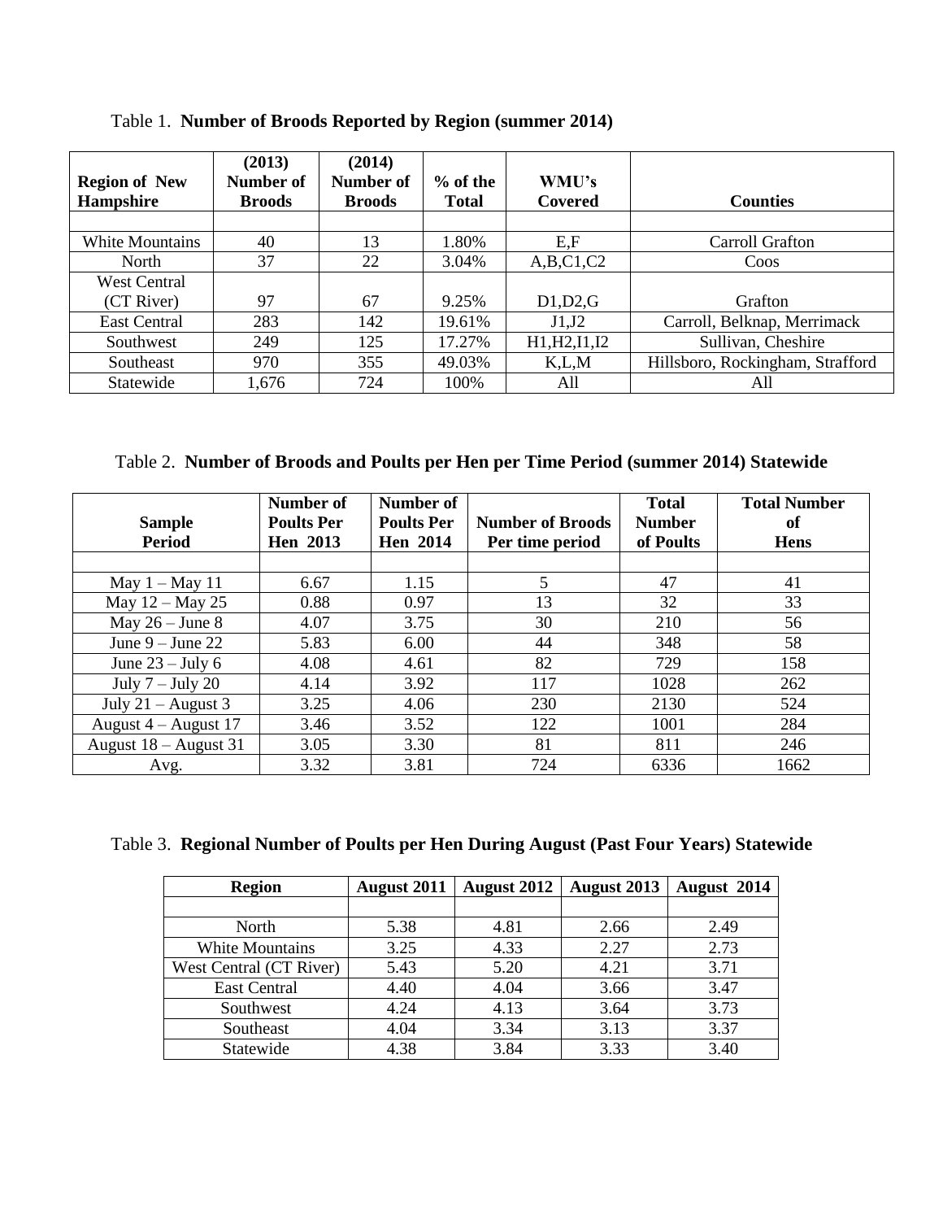Table 1. **Number of Broods Reported by Region (summer 2014)**

| Region of New Hampshire | (2013) Number of Broods | (2014) Number of Broods | % of the Total | WMU's Covered | Counties |
|---|---|---|---|---|---|
| | | | | | |
| White Mountains | 40 | 13 | 1.80% | E,F | Carroll Grafton |
| North | 37 | 22 | 3.04% | A,B,C1,C2 | Coos |
| West Central (CT River) | 97 | 67 | 9.25% | D1,D2,G | Grafton |
| East Central | 283 | 142 | 19.61% | J1,J2 | Carroll, Belknap, Merrimack |
| Southwest | 249 | 125 | 17.27% | H1,H2,I1,I2 | Sullivan, Cheshire |
| Southeast | 970 | 355 | 49.03% | K,L,M | Hillsboro, Rockingham, Strafford |
| Statewide | 1,676 | 724 | 100% | All | All |

Table 2. **Number of Broods and Poults per Hen per Time Period (summer 2014) Statewide**

| Sample Period | Number of Poults Per Hen 2013 | Number of Poults Per Hen 2014 | Number of Broods Per time period | Total Number of Poults | Total Number of Hens |
|---|---|---|---|---|---|
| | | | | | |
| May 1 – May 11 | 6.67 | 1.15 | 5 | 47 | 41 |
| May 12 – May 25 | 0.88 | 0.97 | 13 | 32 | 33 |
| May 26 – June 8 | 4.07 | 3.75 | 30 | 210 | 56 |
| June 9 – June 22 | 5.83 | 6.00 | 44 | 348 | 58 |
| June 23 – July 6 | 4.08 | 4.61 | 82 | 729 | 158 |
| July 7 – July 20 | 4.14 | 3.92 | 117 | 1028 | 262 |
| July 21 – August 3 | 3.25 | 4.06 | 230 | 2130 | 524 |
| August 4 – August 17 | 3.46 | 3.52 | 122 | 1001 | 284 |
| August 18 – August 31 | 3.05 | 3.30 | 81 | 811 | 246 |
| Avg. | 3.32 | 3.81 | 724 | 6336 | 1662 |

Table 3. **Regional Number of Poults per Hen During August (Past Four Years) Statewide**

| Region | August 2011 | August 2012 | August 2013 | August 2014 |
|---|---|---|---|---|
| | | | | |
| North | 5.38 | 4.81 | 2.66 | 2.49 |
| White Mountains | 3.25 | 4.33 | 2.27 | 2.73 |
| West Central (CT River) | 5.43 | 5.20 | 4.21 | 3.71 |
| East Central | 4.40 | 4.04 | 3.66 | 3.47 |
| Southwest | 4.24 | 4.13 | 3.64 | 3.73 |
| Southeast | 4.04 | 3.34 | 3.13 | 3.37 |
| Statewide | 4.38 | 3.84 | 3.33 | 3.40 |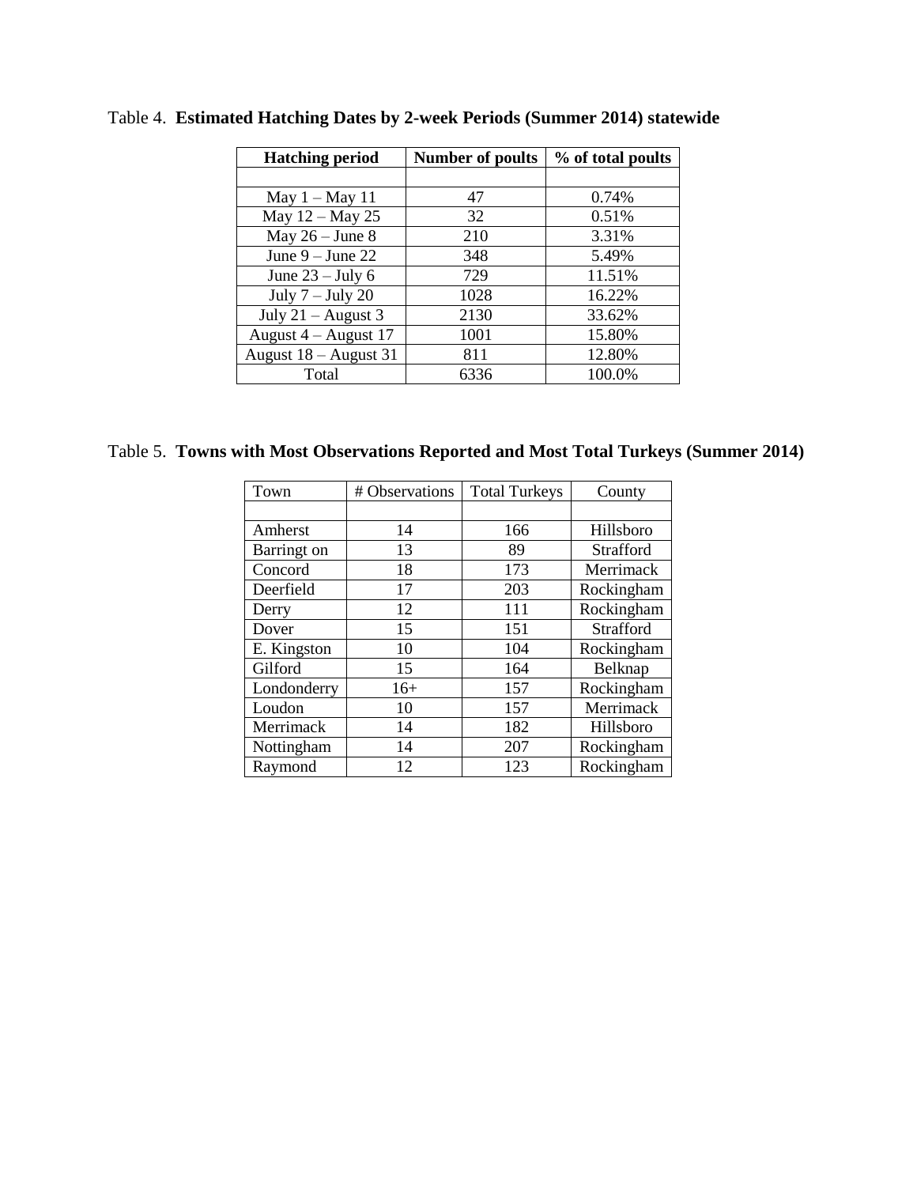Table 4. **Estimated Hatching Dates by 2-week Periods (Summer 2014) statewide**

| Hatching period | Number of poults | % of total poults |
|---|---|---|
| | | |
| May 1 – May 11 | 47 | 0.74% |
| May 12 – May 25 | 32 | 0.51% |
| May 26 – June 8 | 210 | 3.31% |
| June 9 – June 22 | 348 | 5.49% |
| June 23 – July 6 | 729 | 11.51% |
| July 7 – July 20 | 1028 | 16.22% |
| July 21 – August 3 | 2130 | 33.62% |
| August 4 – August 17 | 1001 | 15.80% |
| August 18 – August 31 | 811 | 12.80% |
| Total | 6336 | 100.0% |

Table 5. **Towns with Most Observations Reported and Most Total Turkeys (Summer 2014)**

| Town | # Observations | Total Turkeys | County |
|---|---|---|---|
| | | | |
| Amherst | 14 | 166 | Hillsboro |
| Barringt on | 13 | 89 | Strafford |
| Concord | 18 | 173 | Merrimack |
| Deerfield | 17 | 203 | Rockingham |
| Derry | 12 | 111 | Rockingham |
| Dover | 15 | 151 | Strafford |
| E. Kingston | 10 | 104 | Rockingham |
| Gilford | 15 | 164 | Belknap |
| Londonderry | 16+ | 157 | Rockingham |
| Loudon | 10 | 157 | Merrimack |
| Merrimack | 14 | 182 | Hillsboro |
| Nottingham | 14 | 207 | Rockingham |
| Raymond | 12 | 123 | Rockingham |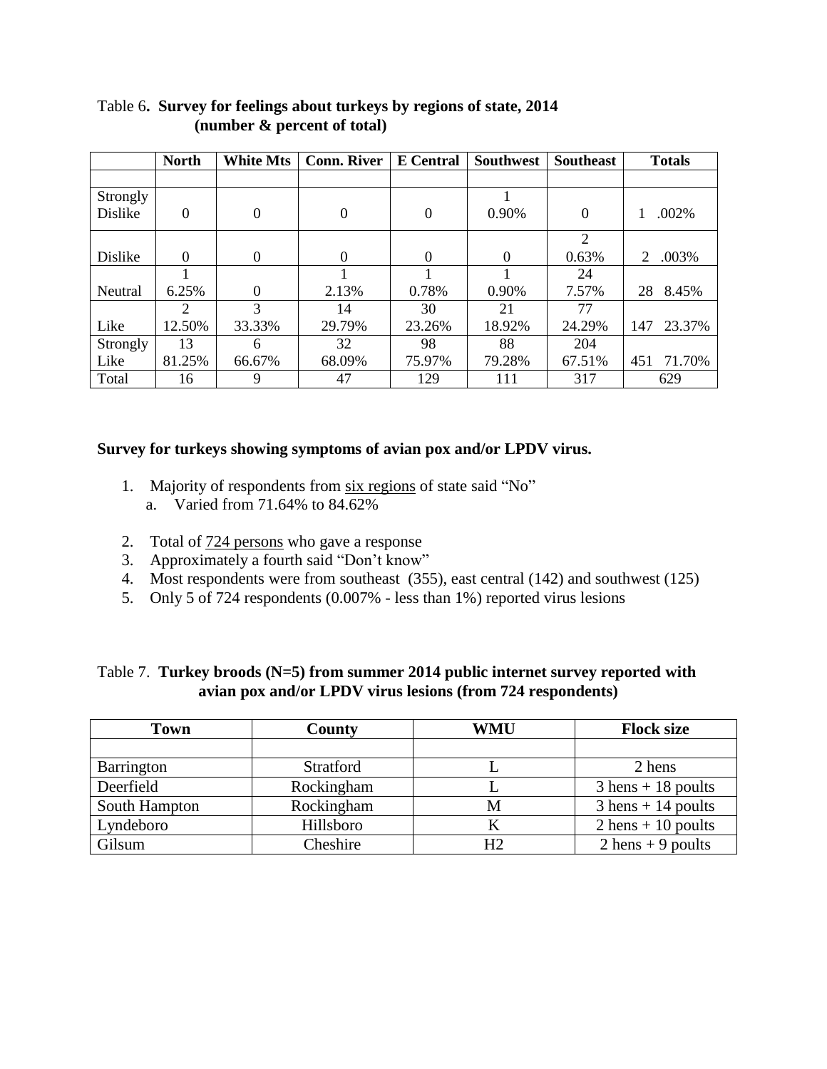Table 6**. Survey for feelings about turkeys by regions of state, 2014 (number & percent of total)**

| | North | White Mts | Conn. River | E Central | Southwest | Southeast | Totals |
|---|---|---|---|---|---|---|---|
| | | | | | | | |
| Strongly Dislike | 0 | 0 | 0 | 0 | 1<br>0.90% | 0 | 1 .002% |
| Dislike | 0 | 0 | 0 | 0 | 0 | 2<br>0.63% | 2 .003% |
| Neutral | 1<br>6.25% | 0 | 1<br>2.13% | 1<br>0.78% | 1<br>0.90% | 24<br>7.57% | 28 8.45% |
| Like | 2<br>12.50% | 3<br>33.33% | 14<br>29.79% | 30<br>23.26% | 21<br>18.92% | 77<br>24.29% | 147 23.37% |
| Strongly Like | 13<br>81.25% | 6<br>66.67% | 32<br>68.09% | 98<br>75.97% | 88<br>79.28% | 204<br>67.51% | 451 71.70% |
| Total | 16 | 9 | 47 | 129 | 111 | 317 | 629 |

**Survey for turkeys showing symptoms of avian pox and/or LPDV virus.**

1. Majority of respondents from six regions of state said "No"
   a. Varied from 71.64% to 84.62%

2. Total of 724 persons who gave a response
3. Approximately a fourth said "Don't know"
4. Most respondents were from southeast (355), east central (142) and southwest (125)
5. Only 5 of 724 respondents (0.007% - less than 1%) reported virus lesions

Table 7. **Turkey broods (N=5) from summer 2014 public internet survey reported with avian pox and/or LPDV virus lesions (from 724 respondents)**

| Town | County | WMU | Flock size |
|---|---|---|---|
| | | | |
| Barrington | Stratford | L | 2 hens |
| Deerfield | Rockingham | L | 3 hens + 18 poults |
| South Hampton | Rockingham | M | 3 hens + 14 poults |
| Lyndeboro | Hillsboro | K | 2 hens + 10 poults |
| Gilsum | Cheshire | H2 | 2 hens + 9 poults |